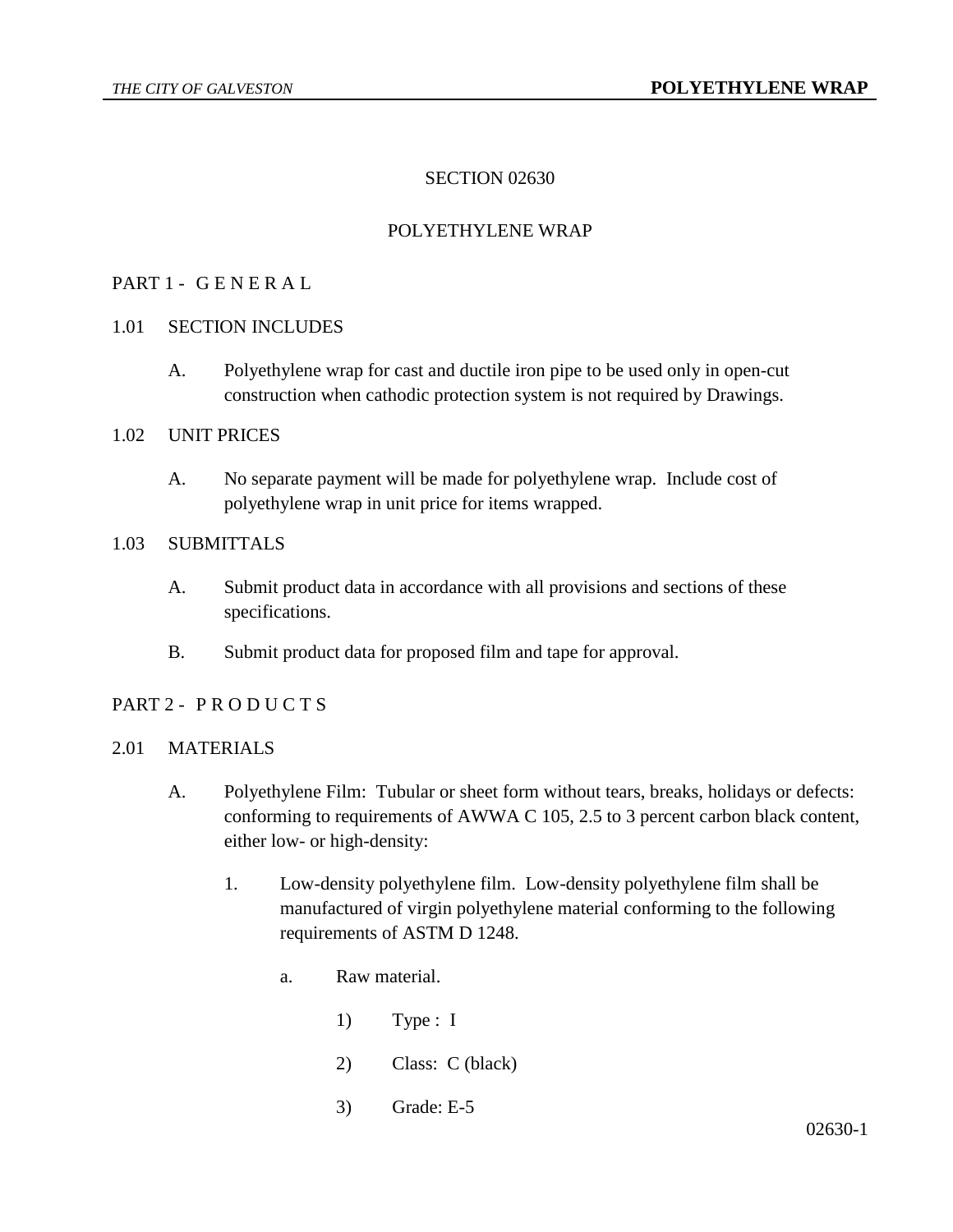# SECTION 02630

# POLYETHYLENE WRAP

## PART 1 - G E N E R A L

### 1.01 SECTION INCLUDES

A. Polyethylene wrap for cast and ductile iron pipe to be used only in open-cut construction when cathodic protection system is not required by Drawings.

### 1.02 UNIT PRICES

A. No separate payment will be made for polyethylene wrap. Include cost of polyethylene wrap in unit price for items wrapped.

### 1.03 SUBMITTALS

A. Submit product data in accordance with all provisions and sections of these specifications.

B. Submit product data for proposed film and tape for approval.

## PART 2 - P R O D U C T S

### 2.01 MATERIALS

A. Polyethylene Film: Tubular or sheet form without tears, breaks, holidays or defects: conforming to requirements of AWWA C 105, 2.5 to 3 percent carbon black content, either low- or high-density:

1. Low-density polyethylene film. Low-density polyethylene film shall be manufactured of virgin polyethylene material conforming to the following requirements of ASTM D 1248.

   a. Raw material.

      1) Type : I

      2) Class: C (black)

      3) Grade: E-5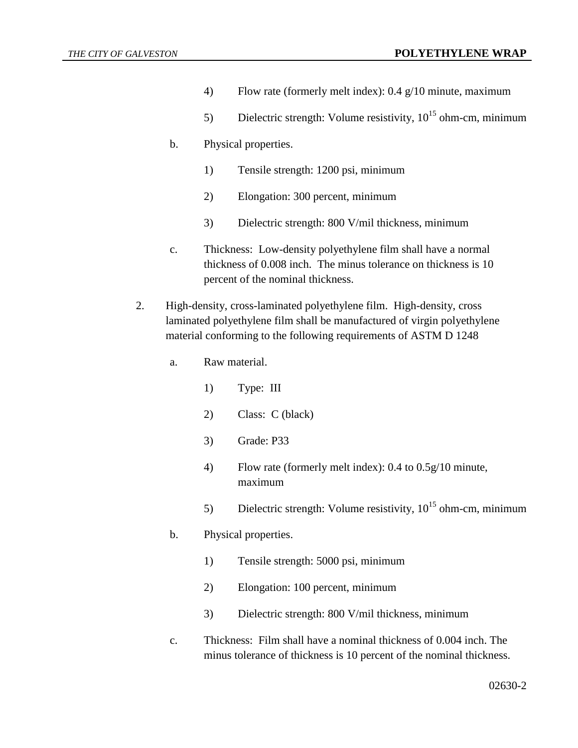4) Flow rate (formerly melt index): 0.4 g/10 minute, maximum

5) Dielectric strength: Volume resistivity, $10^{15}$ ohm-cm, minimum

b. Physical properties.

1) Tensile strength: 1200 psi, minimum

2) Elongation: 300 percent, minimum

3) Dielectric strength: 800 V/mil thickness, minimum

c. Thickness: Low-density polyethylene film shall have a normal thickness of 0.008 inch. The minus tolerance on thickness is 10 percent of the nominal thickness.

2. High-density, cross-laminated polyethylene film. High-density, cross laminated polyethylene film shall be manufactured of virgin polyethylene material conforming to the following requirements of ASTM D 1248

a. Raw material.

1) Type: III

2) Class: C (black)

3) Grade: P33

4) Flow rate (formerly melt index): 0.4 to 0.5g/10 minute, maximum

5) Dielectric strength: Volume resistivity, $10^{15}$ ohm-cm, minimum

b. Physical properties.

1) Tensile strength: 5000 psi, minimum

2) Elongation: 100 percent, minimum

3) Dielectric strength: 800 V/mil thickness, minimum

c. Thickness: Film shall have a nominal thickness of 0.004 inch. The minus tolerance of thickness is 10 percent of the nominal thickness.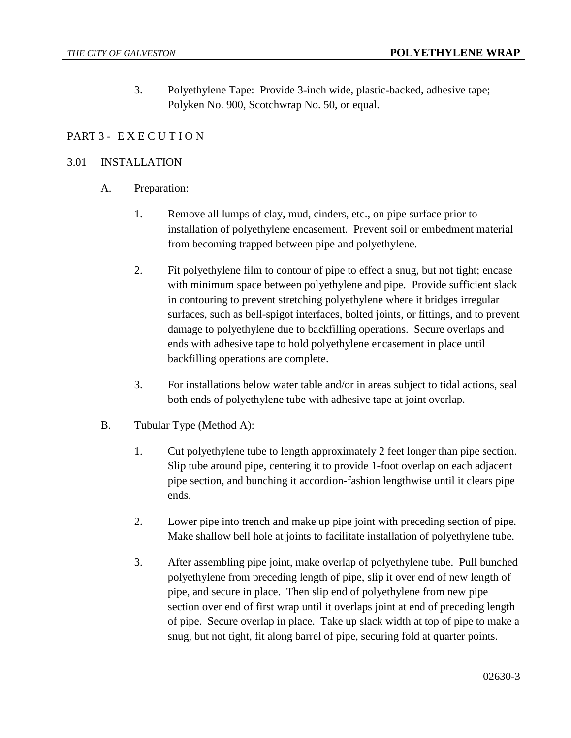3. Polyethylene Tape: Provide 3-inch wide, plastic-backed, adhesive tape; Polyken No. 900, Scotchwrap No. 50, or equal.

## PART 3 - E X E C U T I O N

### 3.01 INSTALLATION

A. Preparation:

1. Remove all lumps of clay, mud, cinders, etc., on pipe surface prior to installation of polyethylene encasement. Prevent soil or embedment material from becoming trapped between pipe and polyethylene.

2. Fit polyethylene film to contour of pipe to effect a snug, but not tight; encase with minimum space between polyethylene and pipe. Provide sufficient slack in contouring to prevent stretching polyethylene where it bridges irregular surfaces, such as bell-spigot interfaces, bolted joints, or fittings, and to prevent damage to polyethylene due to backfilling operations. Secure overlaps and ends with adhesive tape to hold polyethylene encasement in place until backfilling operations are complete.

3. For installations below water table and/or in areas subject to tidal actions, seal both ends of polyethylene tube with adhesive tape at joint overlap.

B. Tubular Type (Method A):

1. Cut polyethylene tube to length approximately 2 feet longer than pipe section. Slip tube around pipe, centering it to provide 1-foot overlap on each adjacent pipe section, and bunching it accordion-fashion lengthwise until it clears pipe ends.

2. Lower pipe into trench and make up pipe joint with preceding section of pipe. Make shallow bell hole at joints to facilitate installation of polyethylene tube.

3. After assembling pipe joint, make overlap of polyethylene tube. Pull bunched polyethylene from preceding length of pipe, slip it over end of new length of pipe, and secure in place. Then slip end of polyethylene from new pipe section over end of first wrap until it overlaps joint at end of preceding length of pipe. Secure overlap in place. Take up slack width at top of pipe to make a snug, but not tight, fit along barrel of pipe, securing fold at quarter points.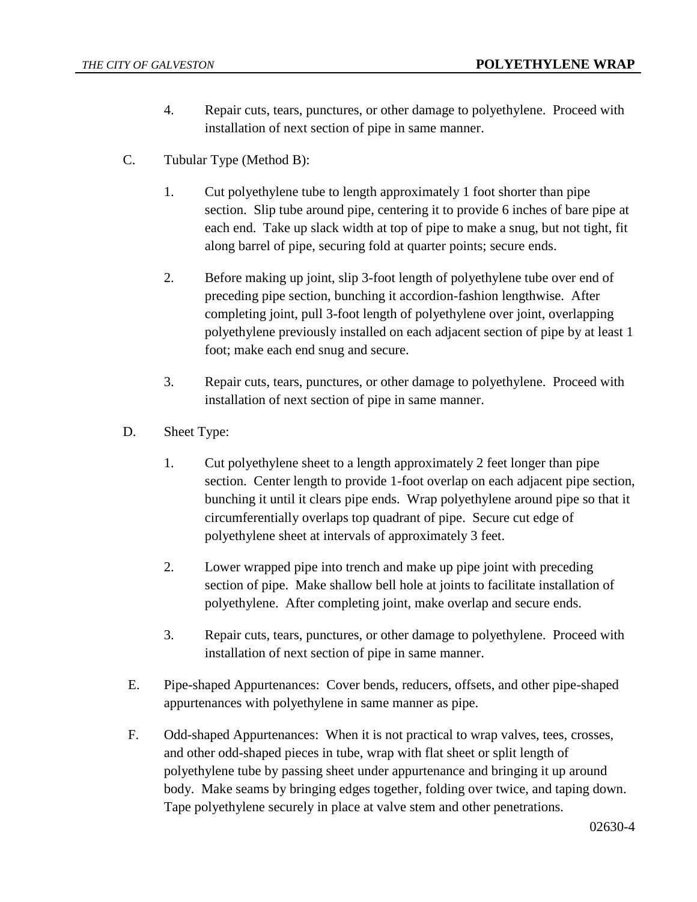4. Repair cuts, tears, punctures, or other damage to polyethylene. Proceed with installation of next section of pipe in same manner.

C. Tubular Type (Method B):

1. Cut polyethylene tube to length approximately 1 foot shorter than pipe section. Slip tube around pipe, centering it to provide 6 inches of bare pipe at each end. Take up slack width at top of pipe to make a snug, but not tight, fit along barrel of pipe, securing fold at quarter points; secure ends.

2. Before making up joint, slip 3-foot length of polyethylene tube over end of preceding pipe section, bunching it accordion-fashion lengthwise. After completing joint, pull 3-foot length of polyethylene over joint, overlapping polyethylene previously installed on each adjacent section of pipe by at least 1 foot; make each end snug and secure.

3. Repair cuts, tears, punctures, or other damage to polyethylene. Proceed with installation of next section of pipe in same manner.

D. Sheet Type:

1. Cut polyethylene sheet to a length approximately 2 feet longer than pipe section. Center length to provide 1-foot overlap on each adjacent pipe section, bunching it until it clears pipe ends. Wrap polyethylene around pipe so that it circumferentially overlaps top quadrant of pipe. Secure cut edge of polyethylene sheet at intervals of approximately 3 feet.

2. Lower wrapped pipe into trench and make up pipe joint with preceding section of pipe. Make shallow bell hole at joints to facilitate installation of polyethylene. After completing joint, make overlap and secure ends.

3. Repair cuts, tears, punctures, or other damage to polyethylene. Proceed with installation of next section of pipe in same manner.

E. Pipe-shaped Appurtenances: Cover bends, reducers, offsets, and other pipe-shaped appurtenances with polyethylene in same manner as pipe.

F. Odd-shaped Appurtenances: When it is not practical to wrap valves, tees, crosses, and other odd-shaped pieces in tube, wrap with flat sheet or split length of polyethylene tube by passing sheet under appurtenance and bringing it up around body. Make seams by bringing edges together, folding over twice, and taping down. Tape polyethylene securely in place at valve stem and other penetrations.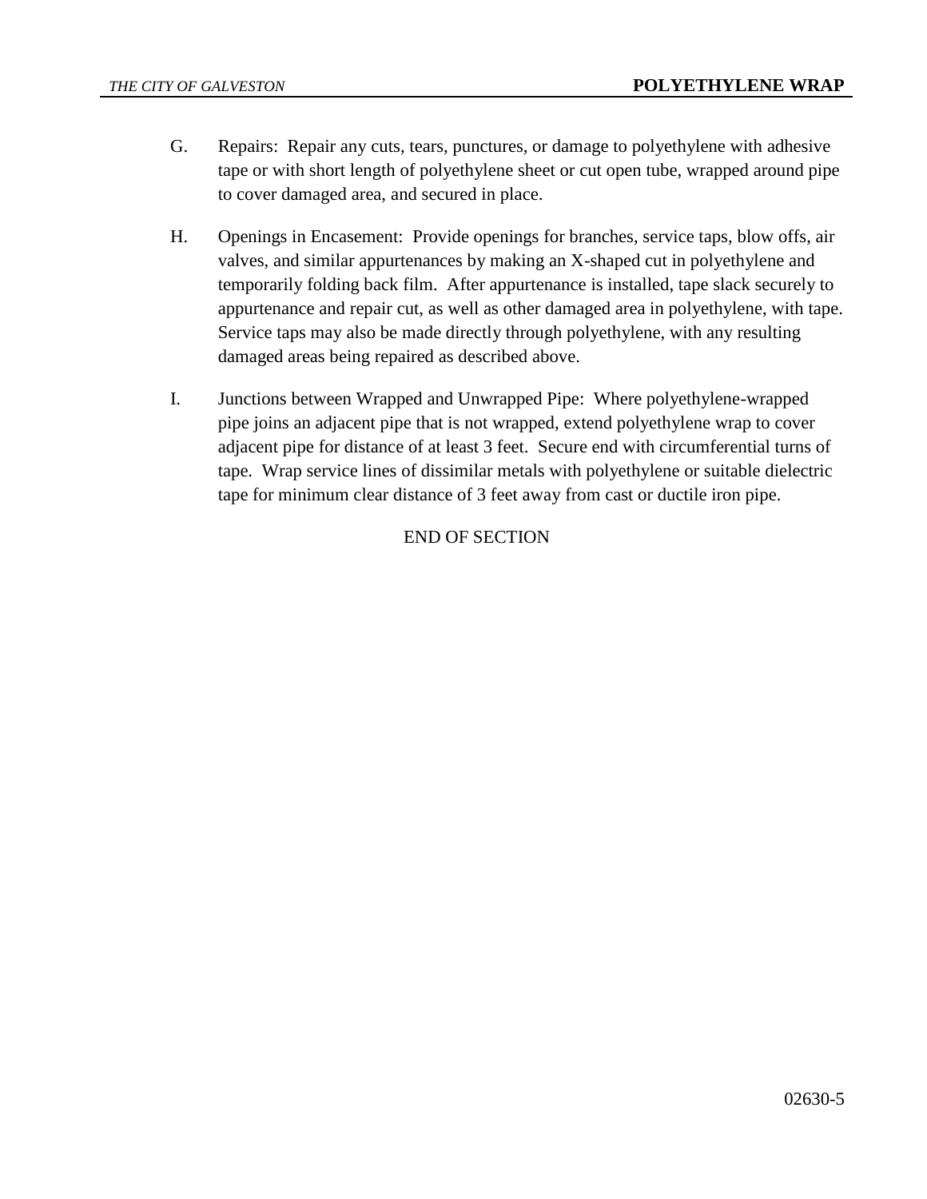G. Repairs: Repair any cuts, tears, punctures, or damage to polyethylene with adhesive tape or with short length of polyethylene sheet or cut open tube, wrapped around pipe to cover damaged area, and secured in place.

H. Openings in Encasement: Provide openings for branches, service taps, blow offs, air valves, and similar appurtenances by making an X-shaped cut in polyethylene and temporarily folding back film. After appurtenance is installed, tape slack securely to appurtenance and repair cut, as well as other damaged area in polyethylene, with tape. Service taps may also be made directly through polyethylene, with any resulting damaged areas being repaired as described above.

I. Junctions between Wrapped and Unwrapped Pipe: Where polyethylene-wrapped pipe joins an adjacent pipe that is not wrapped, extend polyethylene wrap to cover adjacent pipe for distance of at least 3 feet. Secure end with circumferential turns of tape. Wrap service lines of dissimilar metals with polyethylene or suitable dielectric tape for minimum clear distance of 3 feet away from cast or ductile iron pipe.

END OF SECTION